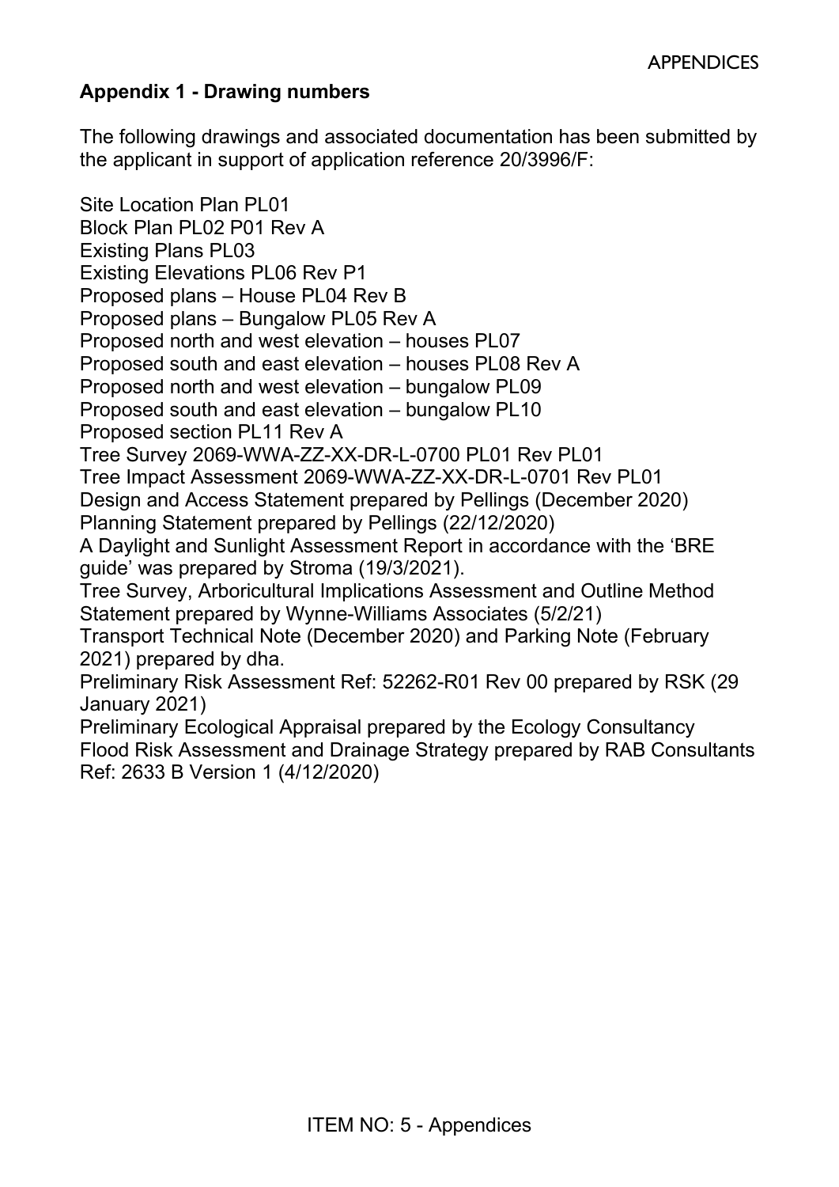## Appendix 1 - Drawing numbers

The following drawings and associated documentation has been submitted by the applicant in support of application reference 20/3996/F:

Site Location Plan PL01
Block Plan PL02 P01 Rev A
Existing Plans PL03
Existing Elevations PL06 Rev P1
Proposed plans – House PL04 Rev B
Proposed plans – Bungalow PL05 Rev A
Proposed north and west elevation – houses PL07
Proposed south and east elevation – houses PL08 Rev A
Proposed north and west elevation – bungalow PL09
Proposed south and east elevation – bungalow PL10
Proposed section PL11 Rev A
Tree Survey 2069-WWA-ZZ-XX-DR-L-0700 PL01 Rev PL01
Tree Impact Assessment 2069-WWA-ZZ-XX-DR-L-0701 Rev PL01
Design and Access Statement prepared by Pellings (December 2020)
Planning Statement prepared by Pellings (22/12/2020)
A Daylight and Sunlight Assessment Report in accordance with the 'BRE guide' was prepared by Stroma (19/3/2021).
Tree Survey, Arboricultural Implications Assessment and Outline Method Statement prepared by Wynne-Williams Associates (5/2/21)
Transport Technical Note (December 2020) and Parking Note (February 2021) prepared by dha.
Preliminary Risk Assessment Ref: 52262-R01 Rev 00 prepared by RSK (29 January 2021)
Preliminary Ecological Appraisal prepared by the Ecology Consultancy
Flood Risk Assessment and Drainage Strategy prepared by RAB Consultants Ref: 2633 B Version 1 (4/12/2020)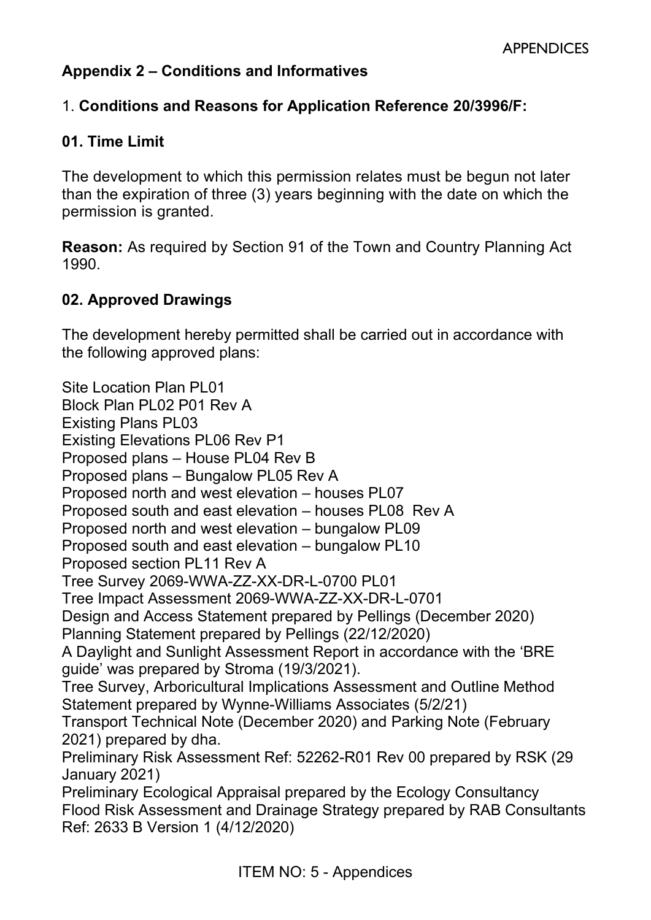## Appendix 2 – Conditions and Informatives

1. **Conditions and Reasons for Application Reference 20/3996/F:**

### 01. Time Limit

The development to which this permission relates must be begun not later than the expiration of three (3) years beginning with the date on which the permission is granted.

**Reason:** As required by Section 91 of the Town and Country Planning Act 1990.

### 02. Approved Drawings

The development hereby permitted shall be carried out in accordance with the following approved plans:

Site Location Plan PL01
Block Plan PL02 P01 Rev A
Existing Plans PL03
Existing Elevations PL06 Rev P1
Proposed plans – House PL04 Rev B
Proposed plans – Bungalow PL05 Rev A
Proposed north and west elevation – houses PL07
Proposed south and east elevation – houses PL08 Rev A
Proposed north and west elevation – bungalow PL09
Proposed south and east elevation – bungalow PL10
Proposed section PL11 Rev A
Tree Survey 2069-WWA-ZZ-XX-DR-L-0700 PL01
Tree Impact Assessment 2069-WWA-ZZ-XX-DR-L-0701
Design and Access Statement prepared by Pellings (December 2020)
Planning Statement prepared by Pellings (22/12/2020)
A Daylight and Sunlight Assessment Report in accordance with the 'BRE guide' was prepared by Stroma (19/3/2021).
Tree Survey, Arboricultural Implications Assessment and Outline Method Statement prepared by Wynne-Williams Associates (5/2/21)
Transport Technical Note (December 2020) and Parking Note (February 2021) prepared by dha.
Preliminary Risk Assessment Ref: 52262-R01 Rev 00 prepared by RSK (29 January 2021)
Preliminary Ecological Appraisal prepared by the Ecology Consultancy
Flood Risk Assessment and Drainage Strategy prepared by RAB Consultants Ref: 2633 B Version 1 (4/12/2020)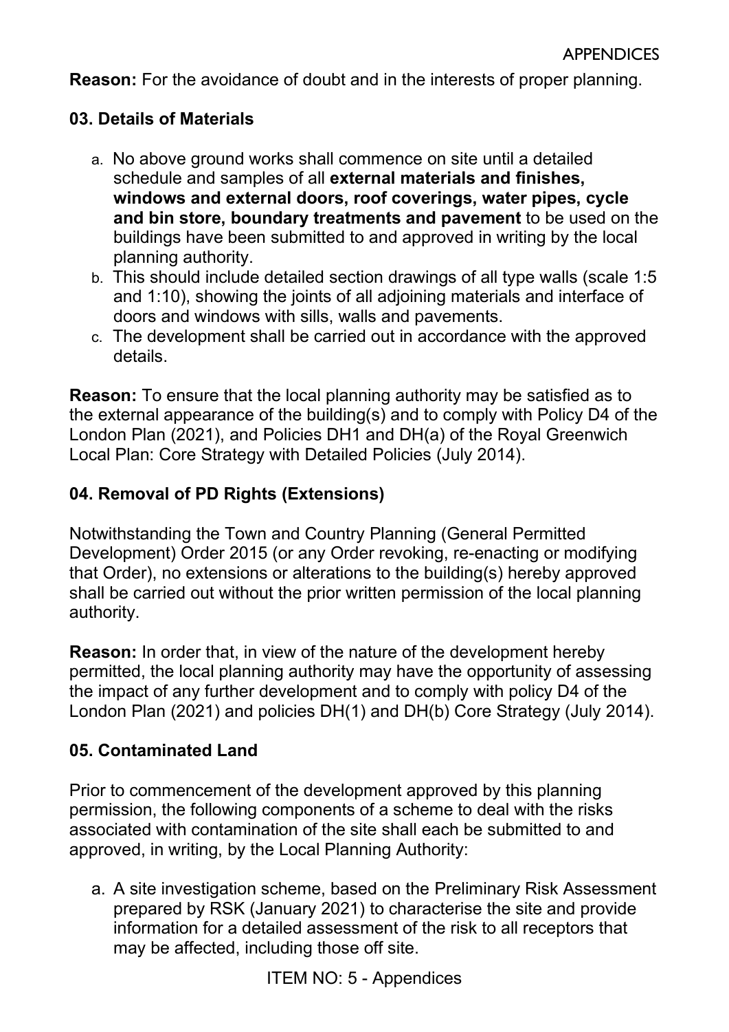**Reason:** For the avoidance of doubt and in the interests of proper planning.

### 03. Details of Materials

a. No above ground works shall commence on site until a detailed schedule and samples of all **external materials and finishes, windows and external doors, roof coverings, water pipes, cycle and bin store, boundary treatments and pavement** to be used on the buildings have been submitted to and approved in writing by the local planning authority.
b. This should include detailed section drawings of all type walls (scale 1:5 and 1:10), showing the joints of all adjoining materials and interface of doors and windows with sills, walls and pavements.
c. The development shall be carried out in accordance with the approved details.

**Reason:** To ensure that the local planning authority may be satisfied as to the external appearance of the building(s) and to comply with Policy D4 of the London Plan (2021), and Policies DH1 and DH(a) of the Royal Greenwich Local Plan: Core Strategy with Detailed Policies (July 2014).

### 04. Removal of PD Rights (Extensions)

Notwithstanding the Town and Country Planning (General Permitted Development) Order 2015 (or any Order revoking, re-enacting or modifying that Order), no extensions or alterations to the building(s) hereby approved shall be carried out without the prior written permission of the local planning authority.

**Reason:** In order that, in view of the nature of the development hereby permitted, the local planning authority may have the opportunity of assessing the impact of any further development and to comply with policy D4 of the London Plan (2021) and policies DH(1) and DH(b) Core Strategy (July 2014).

### 05. Contaminated Land

Prior to commencement of the development approved by this planning permission, the following components of a scheme to deal with the risks associated with contamination of the site shall each be submitted to and approved, in writing, by the Local Planning Authority:

a. A site investigation scheme, based on the Preliminary Risk Assessment prepared by RSK (January 2021) to characterise the site and provide information for a detailed assessment of the risk to all receptors that may be affected, including those off site.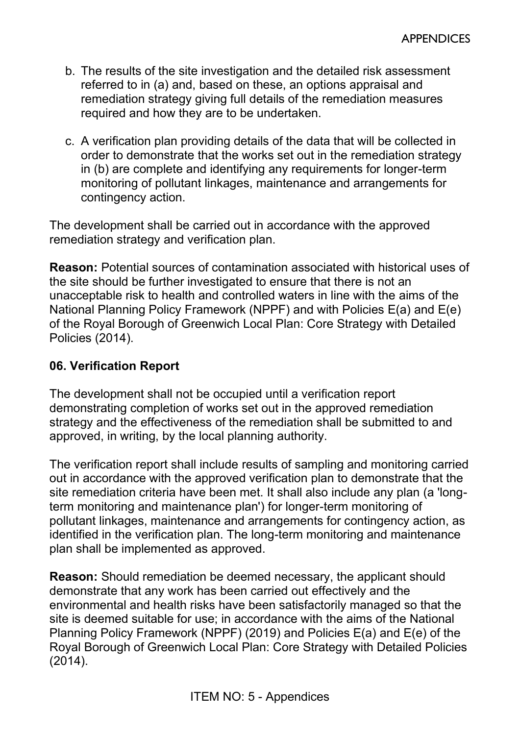b. The results of the site investigation and the detailed risk assessment referred to in (a) and, based on these, an options appraisal and remediation strategy giving full details of the remediation measures required and how they are to be undertaken.

c. A verification plan providing details of the data that will be collected in order to demonstrate that the works set out in the remediation strategy in (b) are complete and identifying any requirements for longer-term monitoring of pollutant linkages, maintenance and arrangements for contingency action.

The development shall be carried out in accordance with the approved remediation strategy and verification plan.

**Reason:** Potential sources of contamination associated with historical uses of the site should be further investigated to ensure that there is not an unacceptable risk to health and controlled waters in line with the aims of the National Planning Policy Framework (NPPF) and with Policies E(a) and E(e) of the Royal Borough of Greenwich Local Plan: Core Strategy with Detailed Policies (2014).

**06. Verification Report**

The development shall not be occupied until a verification report demonstrating completion of works set out in the approved remediation strategy and the effectiveness of the remediation shall be submitted to and approved, in writing, by the local planning authority.

The verification report shall include results of sampling and monitoring carried out in accordance with the approved verification plan to demonstrate that the site remediation criteria have been met. It shall also include any plan (a 'long-term monitoring and maintenance plan') for longer-term monitoring of pollutant linkages, maintenance and arrangements for contingency action, as identified in the verification plan. The long-term monitoring and maintenance plan shall be implemented as approved.

**Reason:** Should remediation be deemed necessary, the applicant should demonstrate that any work has been carried out effectively and the environmental and health risks have been satisfactorily managed so that the site is deemed suitable for use; in accordance with the aims of the National Planning Policy Framework (NPPF) (2019) and Policies E(a) and E(e) of the Royal Borough of Greenwich Local Plan: Core Strategy with Detailed Policies (2014).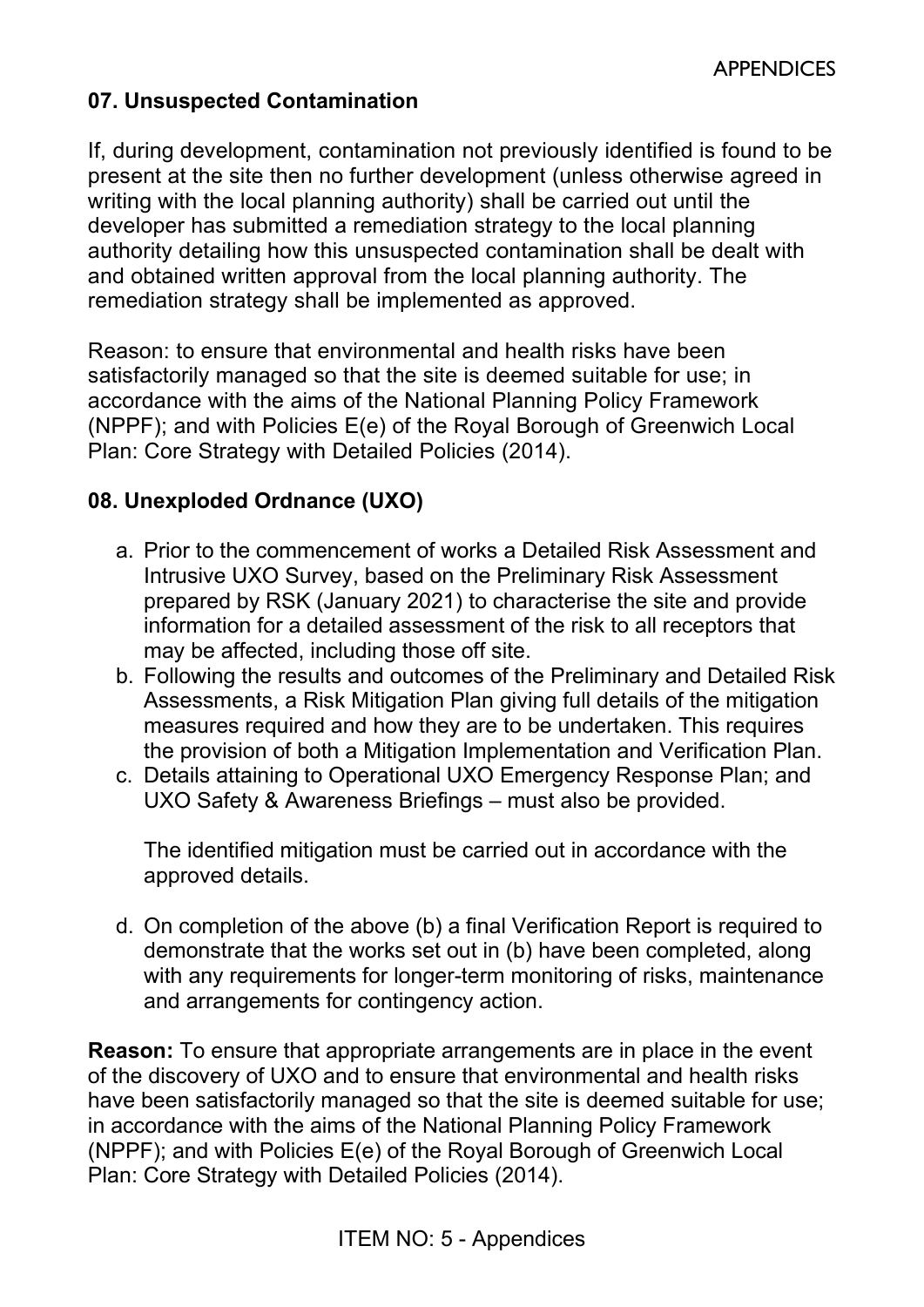## 07. Unsuspected Contamination

If, during development, contamination not previously identified is found to be present at the site then no further development (unless otherwise agreed in writing with the local planning authority) shall be carried out until the developer has submitted a remediation strategy to the local planning authority detailing how this unsuspected contamination shall be dealt with and obtained written approval from the local planning authority. The remediation strategy shall be implemented as approved.

Reason: to ensure that environmental and health risks have been satisfactorily managed so that the site is deemed suitable for use; in accordance with the aims of the National Planning Policy Framework (NPPF); and with Policies E(e) of the Royal Borough of Greenwich Local Plan: Core Strategy with Detailed Policies (2014).

## 08. Unexploded Ordnance (UXO)

a. Prior to the commencement of works a Detailed Risk Assessment and Intrusive UXO Survey, based on the Preliminary Risk Assessment prepared by RSK (January 2021) to characterise the site and provide information for a detailed assessment of the risk to all receptors that may be affected, including those off site.
b. Following the results and outcomes of the Preliminary and Detailed Risk Assessments, a Risk Mitigation Plan giving full details of the mitigation measures required and how they are to be undertaken. This requires the provision of both a Mitigation Implementation and Verification Plan.
c. Details attaining to Operational UXO Emergency Response Plan; and UXO Safety & Awareness Briefings – must also be provided.

   The identified mitigation must be carried out in accordance with the approved details.

d. On completion of the above (b) a final Verification Report is required to demonstrate that the works set out in (b) have been completed, along with any requirements for longer-term monitoring of risks, maintenance and arrangements for contingency action.

**Reason:** To ensure that appropriate arrangements are in place in the event of the discovery of UXO and to ensure that environmental and health risks have been satisfactorily managed so that the site is deemed suitable for use; in accordance with the aims of the National Planning Policy Framework (NPPF); and with Policies E(e) of the Royal Borough of Greenwich Local Plan: Core Strategy with Detailed Policies (2014).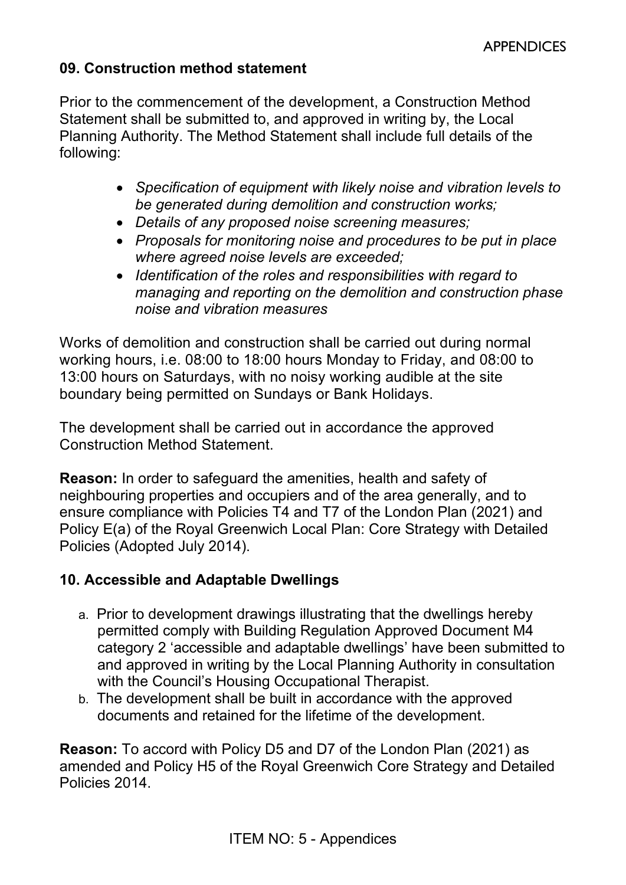### 09. Construction method statement

Prior to the commencement of the development, a Construction Method Statement shall be submitted to, and approved in writing by, the Local Planning Authority. The Method Statement shall include full details of the following:

- *Specification of equipment with likely noise and vibration levels to be generated during demolition and construction works;*
- *Details of any proposed noise screening measures;*
- *Proposals for monitoring noise and procedures to be put in place where agreed noise levels are exceeded;*
- *Identification of the roles and responsibilities with regard to managing and reporting on the demolition and construction phase noise and vibration measures*

Works of demolition and construction shall be carried out during normal working hours, i.e. 08:00 to 18:00 hours Monday to Friday, and 08:00 to 13:00 hours on Saturdays, with no noisy working audible at the site boundary being permitted on Sundays or Bank Holidays.

The development shall be carried out in accordance the approved Construction Method Statement.

**Reason:** In order to safeguard the amenities, health and safety of neighbouring properties and occupiers and of the area generally, and to ensure compliance with Policies T4 and T7 of the London Plan (2021) and Policy E(a) of the Royal Greenwich Local Plan: Core Strategy with Detailed Policies (Adopted July 2014).

### 10. Accessible and Adaptable Dwellings

a. Prior to development drawings illustrating that the dwellings hereby permitted comply with Building Regulation Approved Document M4 category 2 'accessible and adaptable dwellings' have been submitted to and approved in writing by the Local Planning Authority in consultation with the Council's Housing Occupational Therapist.
b. The development shall be built in accordance with the approved documents and retained for the lifetime of the development.

**Reason:** To accord with Policy D5 and D7 of the London Plan (2021) as amended and Policy H5 of the Royal Greenwich Core Strategy and Detailed Policies 2014.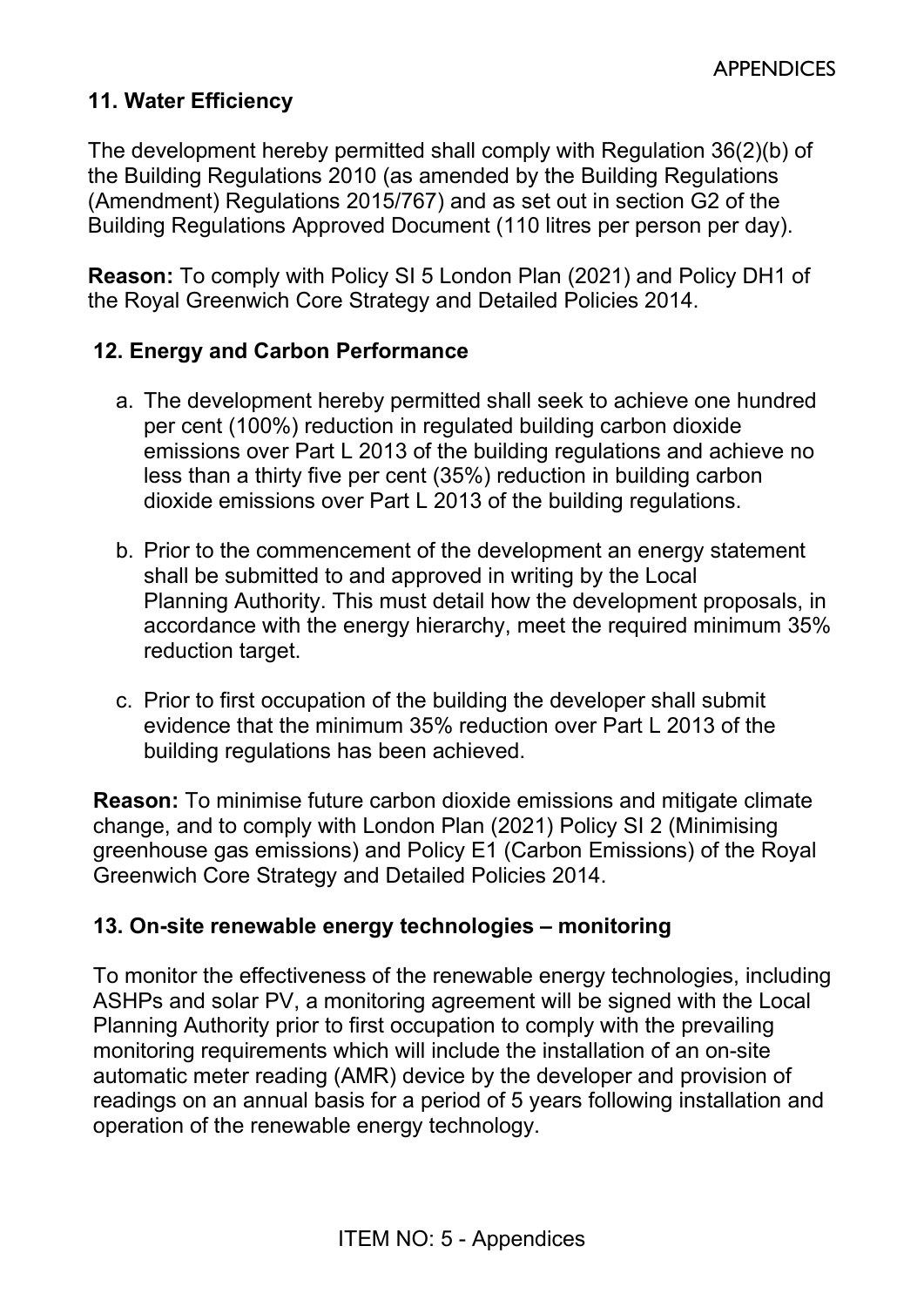## 11. Water Efficiency

The development hereby permitted shall comply with Regulation 36(2)(b) of the Building Regulations 2010 (as amended by the Building Regulations (Amendment) Regulations 2015/767) and as set out in section G2 of the Building Regulations Approved Document (110 litres per person per day).

**Reason:** To comply with Policy SI 5 London Plan (2021) and Policy DH1 of the Royal Greenwich Core Strategy and Detailed Policies 2014.

## 12. Energy and Carbon Performance

a. The development hereby permitted shall seek to achieve one hundred per cent (100%) reduction in regulated building carbon dioxide emissions over Part L 2013 of the building regulations and achieve no less than a thirty five per cent (35%) reduction in building carbon dioxide emissions over Part L 2013 of the building regulations.

b. Prior to the commencement of the development an energy statement shall be submitted to and approved in writing by the Local Planning Authority. This must detail how the development proposals, in accordance with the energy hierarchy, meet the required minimum 35% reduction target.

c. Prior to first occupation of the building the developer shall submit evidence that the minimum 35% reduction over Part L 2013 of the building regulations has been achieved.

**Reason:** To minimise future carbon dioxide emissions and mitigate climate change, and to comply with London Plan (2021) Policy SI 2 (Minimising greenhouse gas emissions) and Policy E1 (Carbon Emissions) of the Royal Greenwich Core Strategy and Detailed Policies 2014.

## 13. On-site renewable energy technologies – monitoring

To monitor the effectiveness of the renewable energy technologies, including ASHPs and solar PV, a monitoring agreement will be signed with the Local Planning Authority prior to first occupation to comply with the prevailing monitoring requirements which will include the installation of an on-site automatic meter reading (AMR) device by the developer and provision of readings on an annual basis for a period of 5 years following installation and operation of the renewable energy technology.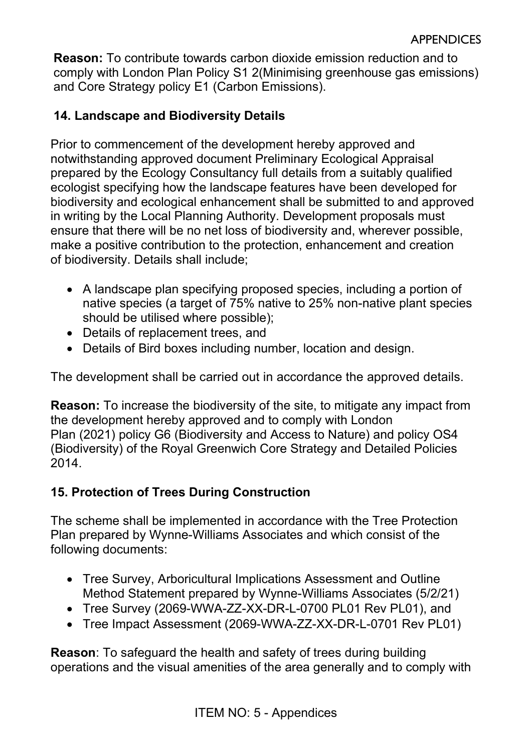**Reason:** To contribute towards carbon dioxide emission reduction and to comply with London Plan Policy S1 2(Minimising greenhouse gas emissions) and Core Strategy policy E1 (Carbon Emissions).

**14. Landscape and Biodiversity Details**

Prior to commencement of the development hereby approved and notwithstanding approved document Preliminary Ecological Appraisal prepared by the Ecology Consultancy full details from a suitably qualified ecologist specifying how the landscape features have been developed for biodiversity and ecological enhancement shall be submitted to and approved in writing by the Local Planning Authority. Development proposals must ensure that there will be no net loss of biodiversity and, wherever possible, make a positive contribution to the protection, enhancement and creation of biodiversity. Details shall include;

- A landscape plan specifying proposed species, including a portion of native species (a target of 75% native to 25% non-native plant species should be utilised where possible);
- Details of replacement trees, and
- Details of Bird boxes including number, location and design.

The development shall be carried out in accordance the approved details.

**Reason:** To increase the biodiversity of the site, to mitigate any impact from the development hereby approved and to comply with London Plan (2021) policy G6 (Biodiversity and Access to Nature) and policy OS4 (Biodiversity) of the Royal Greenwich Core Strategy and Detailed Policies 2014.

**15. Protection of Trees During Construction**

The scheme shall be implemented in accordance with the Tree Protection Plan prepared by Wynne-Williams Associates and which consist of the following documents:

- Tree Survey, Arboricultural Implications Assessment and Outline Method Statement prepared by Wynne-Williams Associates (5/2/21)
- Tree Survey (2069-WWA-ZZ-XX-DR-L-0700 PL01 Rev PL01), and
- Tree Impact Assessment (2069-WWA-ZZ-XX-DR-L-0701 Rev PL01)

**Reason**: To safeguard the health and safety of trees during building operations and the visual amenities of the area generally and to comply with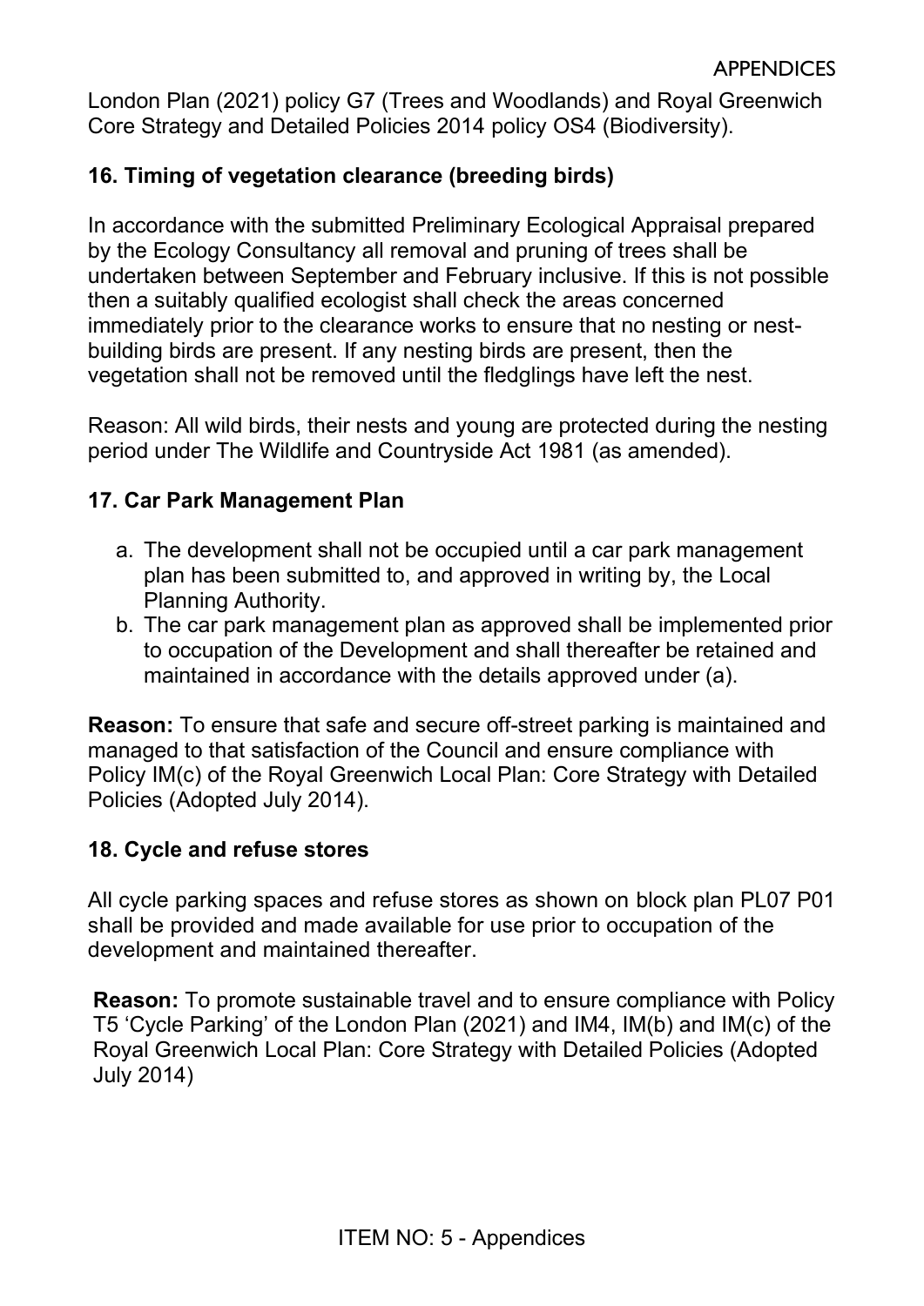London Plan (2021) policy G7 (Trees and Woodlands) and Royal Greenwich Core Strategy and Detailed Policies 2014 policy OS4 (Biodiversity).

### 16. Timing of vegetation clearance (breeding birds)

In accordance with the submitted Preliminary Ecological Appraisal prepared by the Ecology Consultancy all removal and pruning of trees shall be undertaken between September and February inclusive. If this is not possible then a suitably qualified ecologist shall check the areas concerned immediately prior to the clearance works to ensure that no nesting or nest-building birds are present. If any nesting birds are present, then the vegetation shall not be removed until the fledglings have left the nest.

Reason: All wild birds, their nests and young are protected during the nesting period under The Wildlife and Countryside Act 1981 (as amended).

### 17. Car Park Management Plan

a. The development shall not be occupied until a car park management plan has been submitted to, and approved in writing by, the Local Planning Authority.
b. The car park management plan as approved shall be implemented prior to occupation of the Development and shall thereafter be retained and maintained in accordance with the details approved under (a).

**Reason:** To ensure that safe and secure off-street parking is maintained and managed to that satisfaction of the Council and ensure compliance with Policy IM(c) of the Royal Greenwich Local Plan: Core Strategy with Detailed Policies (Adopted July 2014).

### 18. Cycle and refuse stores

All cycle parking spaces and refuse stores as shown on block plan PL07 P01 shall be provided and made available for use prior to occupation of the development and maintained thereafter.

**Reason:** To promote sustainable travel and to ensure compliance with Policy T5 'Cycle Parking' of the London Plan (2021) and IM4, IM(b) and IM(c) of the Royal Greenwich Local Plan: Core Strategy with Detailed Policies (Adopted July 2014)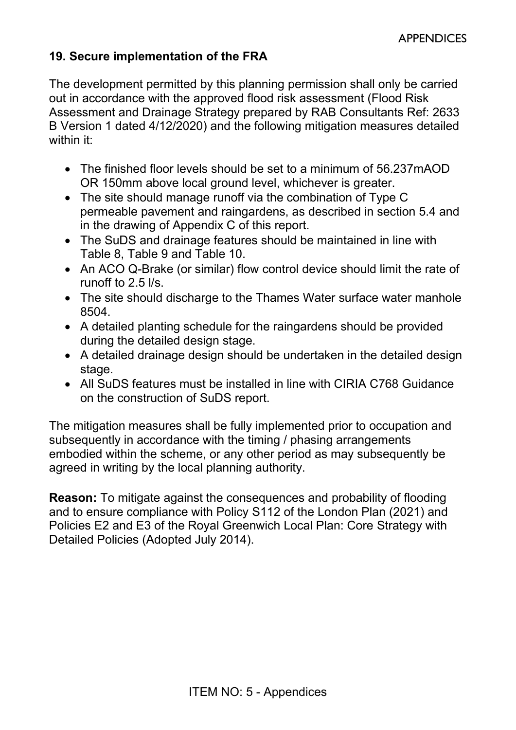## 19. Secure implementation of the FRA

The development permitted by this planning permission shall only be carried out in accordance with the approved flood risk assessment (Flood Risk Assessment and Drainage Strategy prepared by RAB Consultants Ref: 2633 B Version 1 dated 4/12/2020) and the following mitigation measures detailed within it:

- The finished floor levels should be set to a minimum of 56.237mAOD OR 150mm above local ground level, whichever is greater.
- The site should manage runoff via the combination of Type C permeable pavement and raingardens, as described in section 5.4 and in the drawing of Appendix C of this report.
- The SuDS and drainage features should be maintained in line with Table 8, Table 9 and Table 10.
- An ACO Q-Brake (or similar) flow control device should limit the rate of runoff to 2.5 l/s.
- The site should discharge to the Thames Water surface water manhole 8504.
- A detailed planting schedule for the raingardens should be provided during the detailed design stage.
- A detailed drainage design should be undertaken in the detailed design stage.
- All SuDS features must be installed in line with CIRIA C768 Guidance on the construction of SuDS report.

The mitigation measures shall be fully implemented prior to occupation and subsequently in accordance with the timing / phasing arrangements embodied within the scheme, or any other period as may subsequently be agreed in writing by the local planning authority.

**Reason:** To mitigate against the consequences and probability of flooding and to ensure compliance with Policy S112 of the London Plan (2021) and Policies E2 and E3 of the Royal Greenwich Local Plan: Core Strategy with Detailed Policies (Adopted July 2014).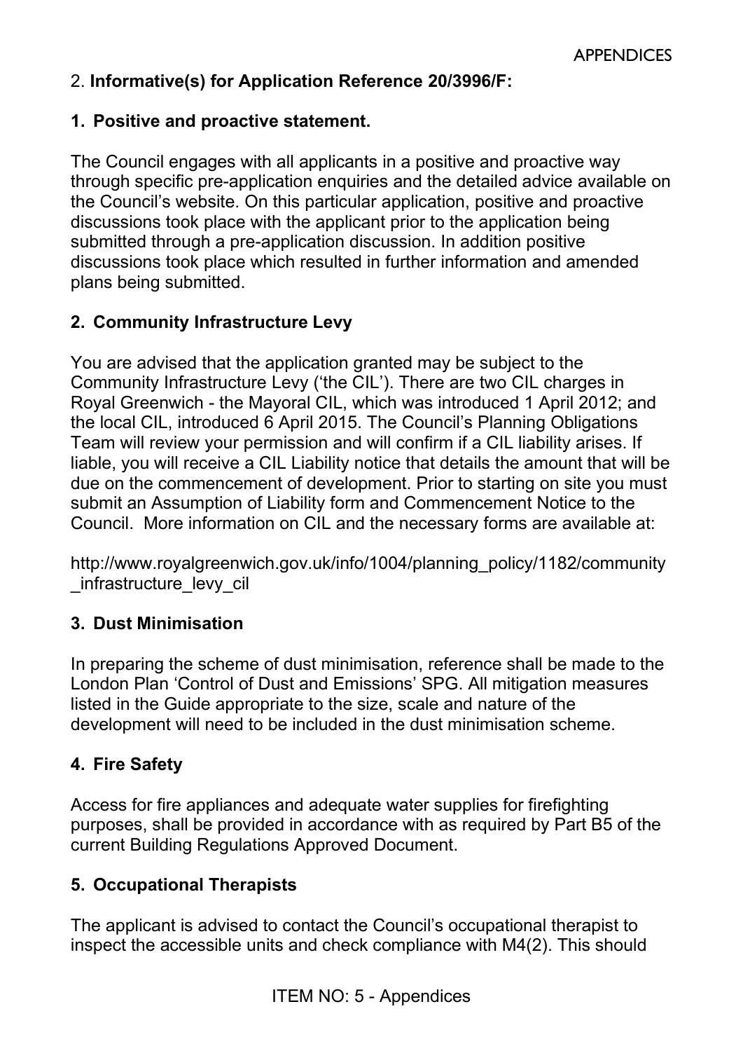## 2. **Informative(s) for Application Reference 20/3996/F:**

### 1. Positive and proactive statement.

The Council engages with all applicants in a positive and proactive way through specific pre-application enquiries and the detailed advice available on the Council's website. On this particular application, positive and proactive discussions took place with the applicant prior to the application being submitted through a pre-application discussion. In addition positive discussions took place which resulted in further information and amended plans being submitted.

### 2. Community Infrastructure Levy

You are advised that the application granted may be subject to the Community Infrastructure Levy ('the CIL'). There are two CIL charges in Royal Greenwich - the Mayoral CIL, which was introduced 1 April 2012; and the local CIL, introduced 6 April 2015. The Council's Planning Obligations Team will review your permission and will confirm if a CIL liability arises. If liable, you will receive a CIL Liability notice that details the amount that will be due on the commencement of development. Prior to starting on site you must submit an Assumption of Liability form and Commencement Notice to the Council. More information on CIL and the necessary forms are available at:

http://www.royalgreenwich.gov.uk/info/1004/planning_policy/1182/community_infrastructure_levy_cil

### 3. Dust Minimisation

In preparing the scheme of dust minimisation, reference shall be made to the London Plan 'Control of Dust and Emissions' SPG. All mitigation measures listed in the Guide appropriate to the size, scale and nature of the development will need to be included in the dust minimisation scheme.

### 4. Fire Safety

Access for fire appliances and adequate water supplies for firefighting purposes, shall be provided in accordance with as required by Part B5 of the current Building Regulations Approved Document.

### 5. Occupational Therapists

The applicant is advised to contact the Council's occupational therapist to inspect the accessible units and check compliance with M4(2). This should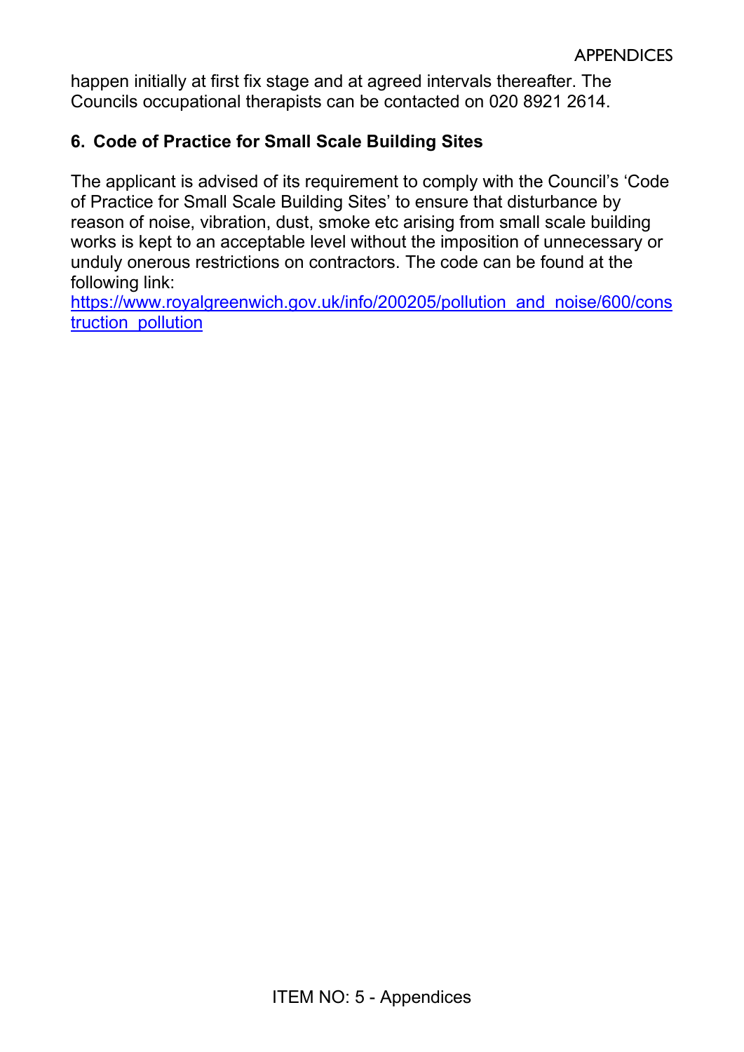happen initially at first fix stage and at agreed intervals thereafter. The Councils occupational therapists can be contacted on 020 8921 2614.

## 6. Code of Practice for Small Scale Building Sites

The applicant is advised of its requirement to comply with the Council's 'Code of Practice for Small Scale Building Sites' to ensure that disturbance by reason of noise, vibration, dust, smoke etc arising from small scale building works is kept to an acceptable level without the imposition of unnecessary or unduly onerous restrictions on contractors. The code can be found at the following link:
[https://www.royalgreenwich.gov.uk/info/200205/pollution_and_noise/600/construction_pollution](https://www.royalgreenwich.gov.uk/info/200205/pollution_and_noise/600/construction_pollution)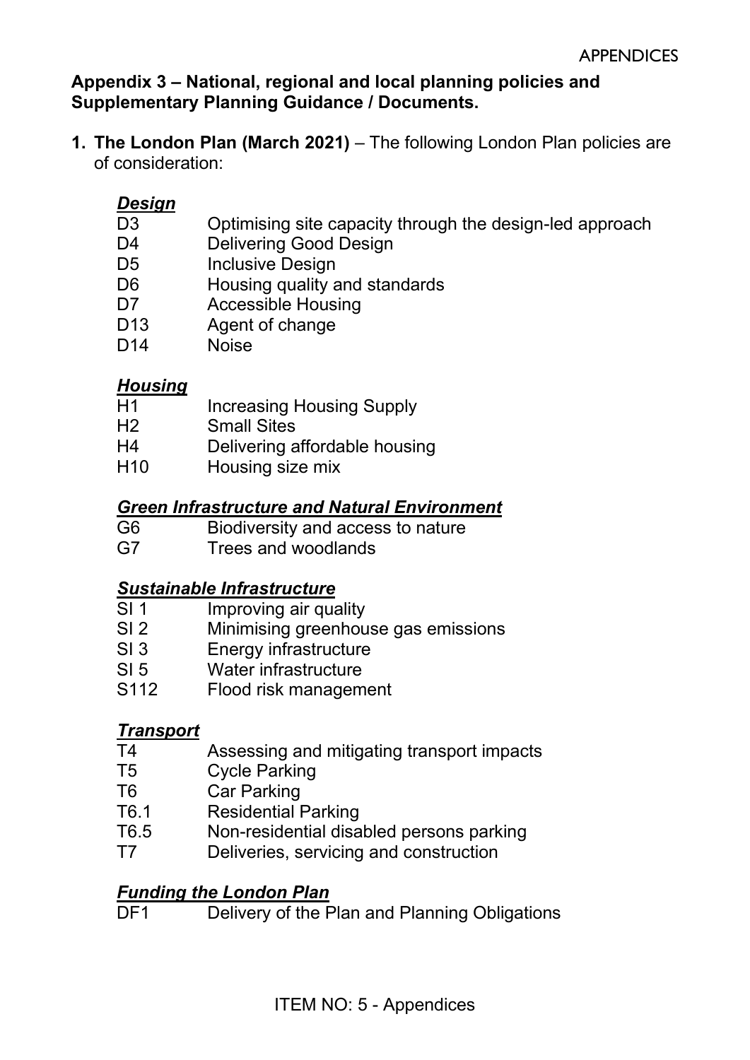**Appendix 3 – National, regional and local planning policies and Supplementary Planning Guidance / Documents.**

1. **The London Plan (March 2021)** – The following London Plan policies are of consideration:

***Design***

| | |
|---|---|
| D3 | Optimising site capacity through the design-led approach |
| D4 | Delivering Good Design |
| D5 | Inclusive Design |
| D6 | Housing quality and standards |
| D7 | Accessible Housing |
| D13 | Agent of change |
| D14 | Noise |

***Housing***

| | |
|---|---|
| H1 | Increasing Housing Supply |
| H2 | Small Sites |
| H4 | Delivering affordable housing |
| H10 | Housing size mix |

***Green Infrastructure and Natural Environment***

| | |
|---|---|
| G6 | Biodiversity and access to nature |
| G7 | Trees and woodlands |

***Sustainable Infrastructure***

| | |
|---|---|
| SI 1 | Improving air quality |
| SI 2 | Minimising greenhouse gas emissions |
| SI 3 | Energy infrastructure |
| SI 5 | Water infrastructure |
| S112 | Flood risk management |

***Transport***

| | |
|---|---|
| T4 | Assessing and mitigating transport impacts |
| T5 | Cycle Parking |
| T6 | Car Parking |
| T6.1 | Residential Parking |
| T6.5 | Non-residential disabled persons parking |
| T7 | Deliveries, servicing and construction |

***Funding the London Plan***

| | |
|---|---|
| DF1 | Delivery of the Plan and Planning Obligations |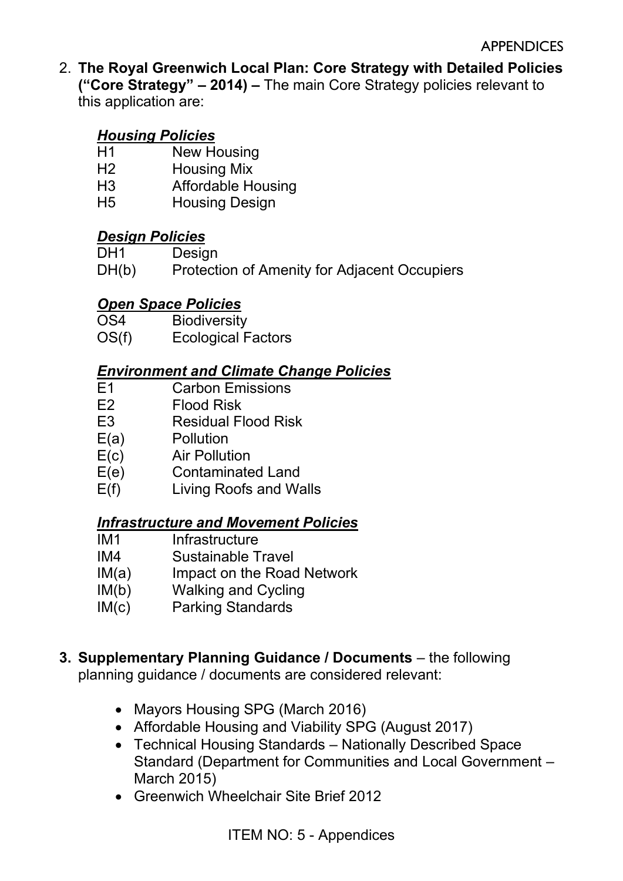2. **The Royal Greenwich Local Plan: Core Strategy with Detailed Policies ("Core Strategy" – 2014) –** The main Core Strategy policies relevant to this application are:

***Housing Policies***

| | |
|---|---|
| H1 | New Housing |
| H2 | Housing Mix |
| H3 | Affordable Housing |
| H5 | Housing Design |

***Design Policies***

| | |
|---|---|
| DH1 | Design |
| DH(b) | Protection of Amenity for Adjacent Occupiers |

***Open Space Policies***

| | |
|---|---|
| OS4 | Biodiversity |
| OS(f) | Ecological Factors |

***Environment and Climate Change Policies***

| | |
|---|---|
| E1 | Carbon Emissions |
| E2 | Flood Risk |
| E3 | Residual Flood Risk |
| E(a) | Pollution |
| E(c) | Air Pollution |
| E(e) | Contaminated Land |
| E(f) | Living Roofs and Walls |

***Infrastructure and Movement Policies***

| | |
|---|---|
| IM1 | Infrastructure |
| IM4 | Sustainable Travel |
| IM(a) | Impact on the Road Network |
| IM(b) | Walking and Cycling |
| IM(c) | Parking Standards |

3. **Supplementary Planning Guidance / Documents** – the following planning guidance / documents are considered relevant:

- Mayors Housing SPG (March 2016)
- Affordable Housing and Viability SPG (August 2017)
- Technical Housing Standards – Nationally Described Space Standard (Department for Communities and Local Government – March 2015)
- Greenwich Wheelchair Site Brief 2012